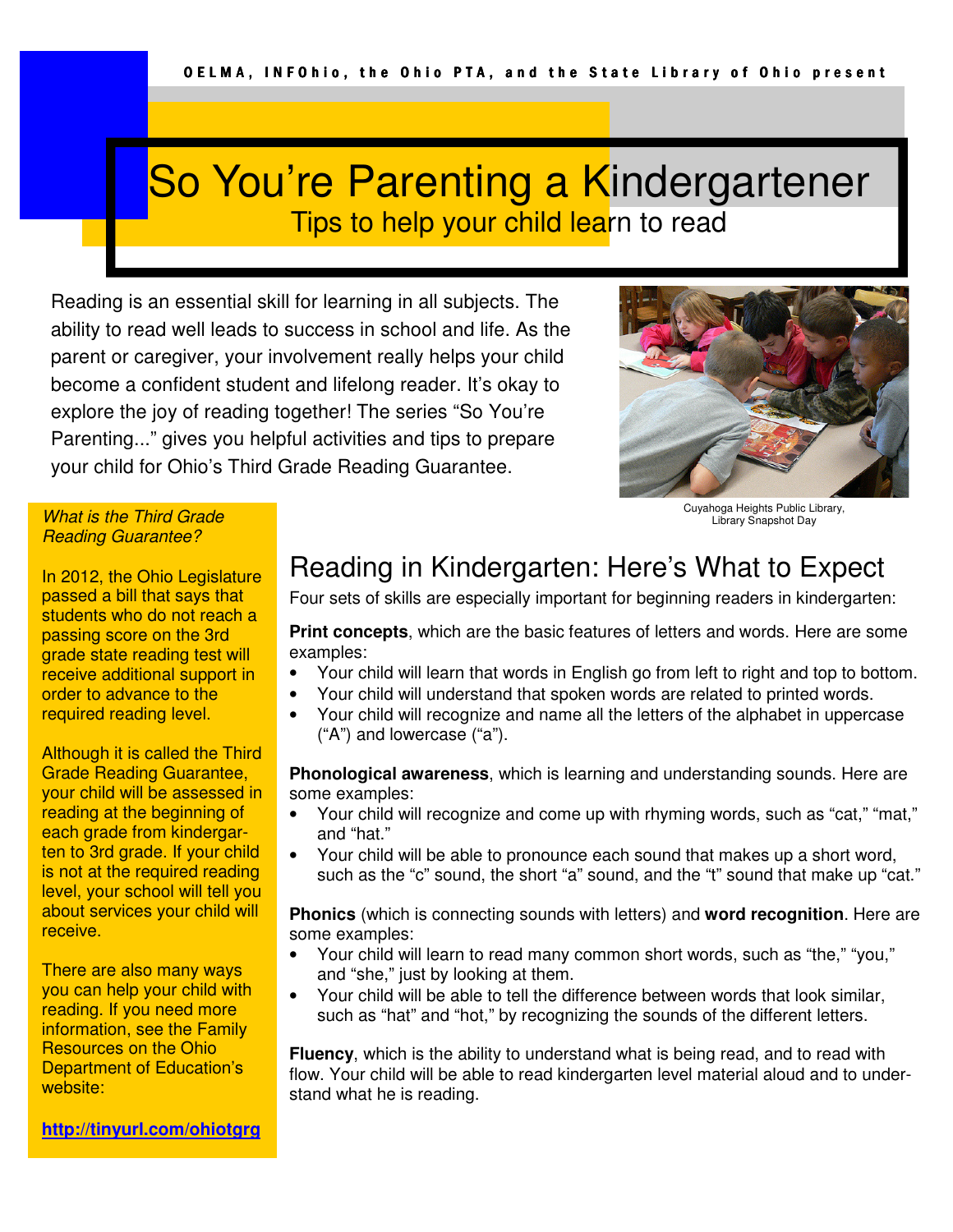OELMA, INFOhio, the Ohio PTA, and the State Library of Ohio present

# So You're Parenting a Kindergartener

## Tips to help your child learn to read

Reading is an essential skill for learning in all subjects. The ability to read well leads to success in school and life. As the parent or caregiver, your involvement really helps your child become a confident student and lifelong reader. It's okay to explore the joy of reading together! The series "So You're Parenting..." gives you helpful activities and tips to prepare your child for Ohio's Third Grade Reading Guarantee.

Cuyahoga Heights Public Library, Library Snapshot Day

*What is the Third Grade Reading Guarantee?*

In 2012, the Ohio Legislature passed a bill that says that students who do not reach a passing score on the 3rd grade state reading test will receive additional support in order to advance to the required reading level.

Although it is called the Third Grade Reading Guarantee, your child will be assessed in reading at the beginning of each grade from kindergarten to 3rd grade. If your child is not at the required reading level, your school will tell you about services your child will receive.

There are also many ways you can help your child with reading. If you need more information, see the Family Resources on the Ohio Department of Education's website:

**http://tinyurl.com/ohiotgrg**

## Reading in Kindergarten: Here's What to Expect

Four sets of skills are especially important for beginning readers in kindergarten:

**Print concepts**, which are the basic features of letters and words. Here are some examples:

- Your child will learn that words in English go from left to right and top to bottom.
- Your child will understand that spoken words are related to printed words.
- Your child will recognize and name all the letters of the alphabet in uppercase ("A") and lowercase ("a").

**Phonological awareness**, which is learning and understanding sounds. Here are some examples:

- Your child will recognize and come up with rhyming words, such as "cat," "mat," and "hat."
- Your child will be able to pronounce each sound that makes up a short word, such as the "c" sound, the short "a" sound, and the "t" sound that make up "cat."

**Phonics** (which is connecting sounds with letters) and **word recognition**. Here are some examples:

- Your child will learn to read many common short words, such as "the," "you," and "she," just by looking at them.
- Your child will be able to tell the difference between words that look similar, such as "hat" and "hot," by recognizing the sounds of the different letters.

**Fluency**, which is the ability to understand what is being read, and to read with flow. Your child will be able to read kindergarten level material aloud and to understand what he is reading.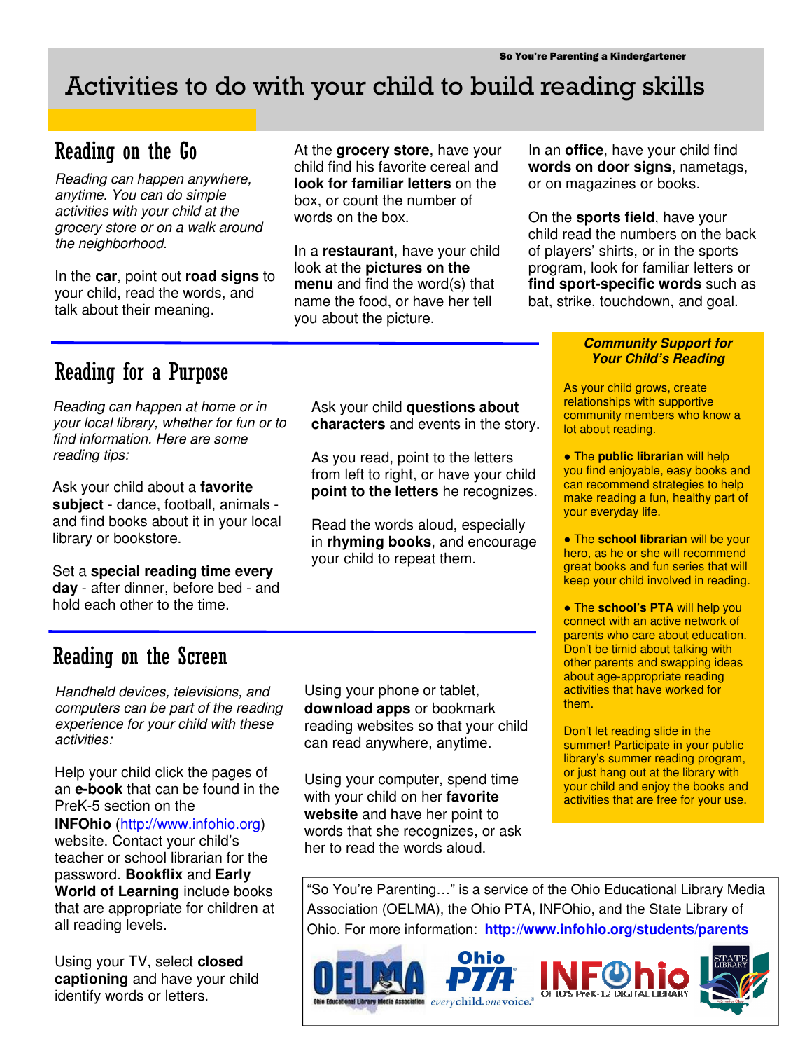# Activities to do with your child to build reading skills

## Reading on the Go

*Reading can happen anywhere, anytime. You can do simple activities with your child at the grocery store or on a walk around the neighborhood.*

In the **car**, point out **road signs** to your child, read the words, and talk about their meaning.

At the **grocery store**, have your child find his favorite cereal and **look for familiar letters** on the box, or count the number of words on the box.

In a **restaurant**, have your child look at the **pictures on the menu** and find the word(s) that name the food, or have her tell you about the picture.

In an **office**, have your child find **words on door signs**, nametags, or on magazines or books.

On the **sports field**, have your child read the numbers on the back of players' shirts, or in the sports program, look for familiar letters or **find sport-specific words** such as bat, strike, touchdown, and goal.

## Reading for a Purpose

*Reading can happen at home or in your local library, whether for fun or to find information. Here are some reading tips:*

Ask your child about a **favorite subject** - dance, football, animals - and find books about it in your local library or bookstore.

Set a **special reading time every day** - after dinner, before bed - and hold each other to the time.

Ask your child **questions about characters** and events in the story.

As you read, point to the letters from left to right, or have your child **point to the letters** he recognizes.

Read the words aloud, especially in **rhyming books**, and encourage your child to repeat them.

## Reading on the Screen

*Handheld devices, televisions, and computers can be part of the reading experience for your child with these activities:*

Help your child click the pages of an **e-book** that can be found in the PreK-5 section on the **INFOhio** (http://www.infohio.org) website. Contact your child's teacher or school librarian for the password. **Bookflix** and **Early World of Learning** include books that are appropriate for children at all reading levels.

Using your TV, select **closed captioning** and have your child identify words or letters.

Using your phone or tablet, **download apps** or bookmark reading websites so that your child can read anywhere, anytime.

Using your computer, spend time with your child on her **favorite website** and have her point to words that she recognizes, or ask her to read the words aloud.

### *Community Support for Your Child's Reading*

As your child grows, create relationships with supportive community members who know a lot about reading.

- The **public librarian** will help you find enjoyable, easy books and can recommend strategies to help make reading a fun, healthy part of your everyday life.
- The **school librarian** will be your hero, as he or she will recommend great books and fun series that will keep your child involved in reading.
- The **school's PTA** will help you connect with an active network of parents who care about education. Don't be timid about talking with other parents and swapping ideas about age-appropriate reading activities that have worked for them.

Don't let reading slide in the summer! Participate in your public library's summer reading program, or just hang out at the library with your child and enjoy the books and activities that are free for your use.

"So You're Parenting…" is a service of the Ohio Educational Library Media Association (OELMA), the Ohio PTA, INFOhio, and the State Library of Ohio. For more information: **http://www.infohio.org/students/parents**